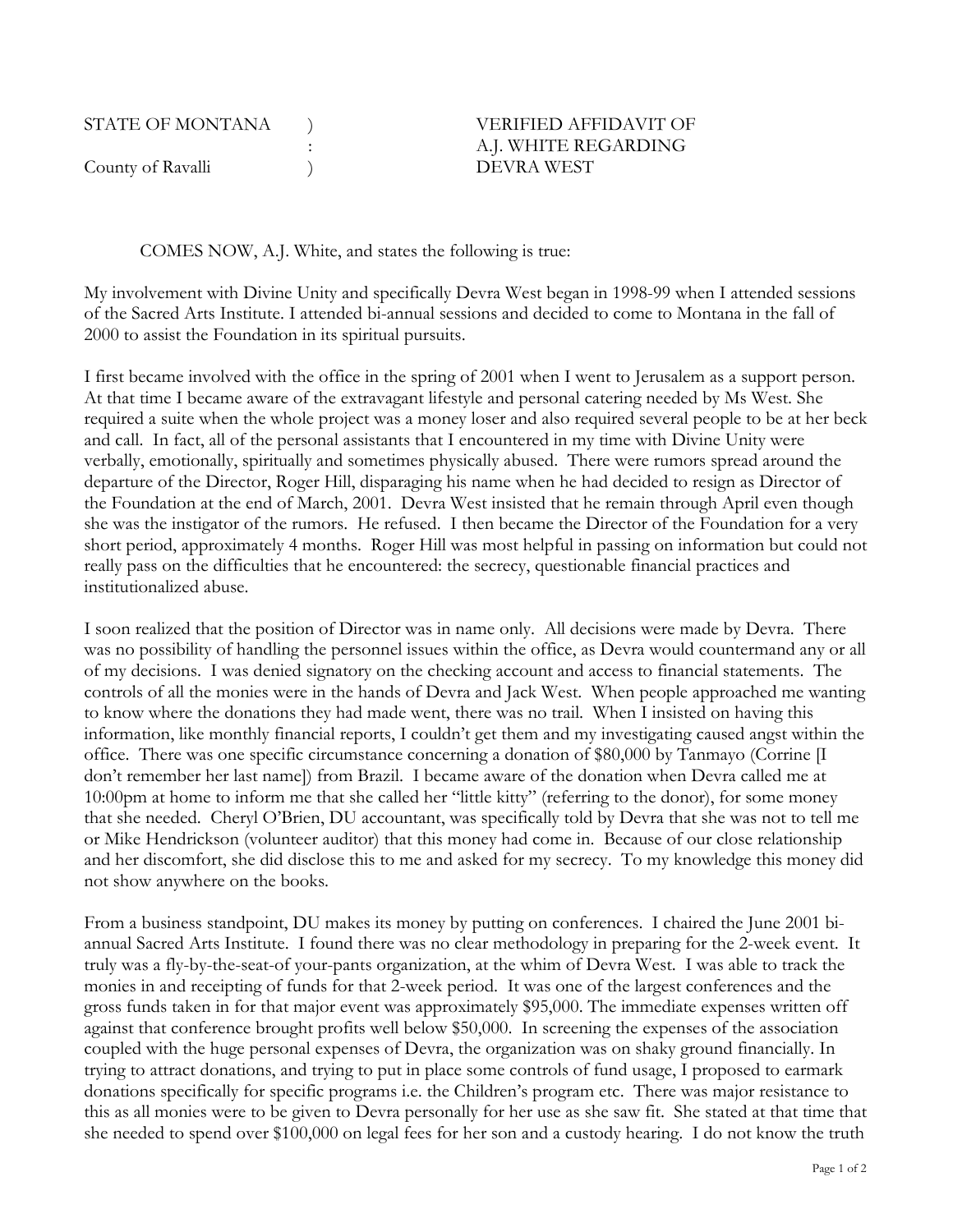STATE OF MONTANA )
: 
County of Ravalli )

VERIFIED AFFIDAVIT OF A.J. WHITE REGARDING DEVRA WEST

COMES NOW, A.J. White, and states the following is true:

My involvement with Divine Unity and specifically Devra West began in 1998-99 when I attended sessions of the Sacred Arts Institute. I attended bi-annual sessions and decided to come to Montana in the fall of 2000 to assist the Foundation in its spiritual pursuits.

I first became involved with the office in the spring of 2001 when I went to Jerusalem as a support person. At that time I became aware of the extravagant lifestyle and personal catering needed by Ms West. She required a suite when the whole project was a money loser and also required several people to be at her beck and call. In fact, all of the personal assistants that I encountered in my time with Divine Unity were verbally, emotionally, spiritually and sometimes physically abused. There were rumors spread around the departure of the Director, Roger Hill, disparaging his name when he had decided to resign as Director of the Foundation at the end of March, 2001. Devra West insisted that he remain through April even though she was the instigator of the rumors. He refused. I then became the Director of the Foundation for a very short period, approximately 4 months. Roger Hill was most helpful in passing on information but could not really pass on the difficulties that he encountered: the secrecy, questionable financial practices and institutionalized abuse.

I soon realized that the position of Director was in name only. All decisions were made by Devra. There was no possibility of handling the personnel issues within the office, as Devra would countermand any or all of my decisions. I was denied signatory on the checking account and access to financial statements. The controls of all the monies were in the hands of Devra and Jack West. When people approached me wanting to know where the donations they had made went, there was no trail. When I insisted on having this information, like monthly financial reports, I couldn't get them and my investigating caused angst within the office. There was one specific circumstance concerning a donation of $80,000 by Tanmayo (Corrine [I don't remember her last name]) from Brazil. I became aware of the donation when Devra called me at 10:00pm at home to inform me that she called her "little kitty" (referring to the donor), for some money that she needed. Cheryl O'Brien, DU accountant, was specifically told by Devra that she was not to tell me or Mike Hendrickson (volunteer auditor) that this money had come in. Because of our close relationship and her discomfort, she did disclose this to me and asked for my secrecy. To my knowledge this money did not show anywhere on the books.

From a business standpoint, DU makes its money by putting on conferences. I chaired the June 2001 bi-annual Sacred Arts Institute. I found there was no clear methodology in preparing for the 2-week event. It truly was a fly-by-the-seat-of-your-pants organization, at the whim of Devra West. I was able to track the monies in and receipting of funds for that 2-week period. It was one of the largest conferences and the gross funds taken in for that major event was approximately $95,000. The immediate expenses written off against that conference brought profits well below $50,000. In screening the expenses of the association coupled with the huge personal expenses of Devra, the organization was on shaky ground financially. In trying to attract donations, and trying to put in place some controls of fund usage, I proposed to earmark donations specifically for specific programs i.e. the Children's program etc. There was major resistance to this as all monies were to be given to Devra personally for her use as she saw fit. She stated at that time that she needed to spend over $100,000 on legal fees for her son and a custody hearing. I do not know the truth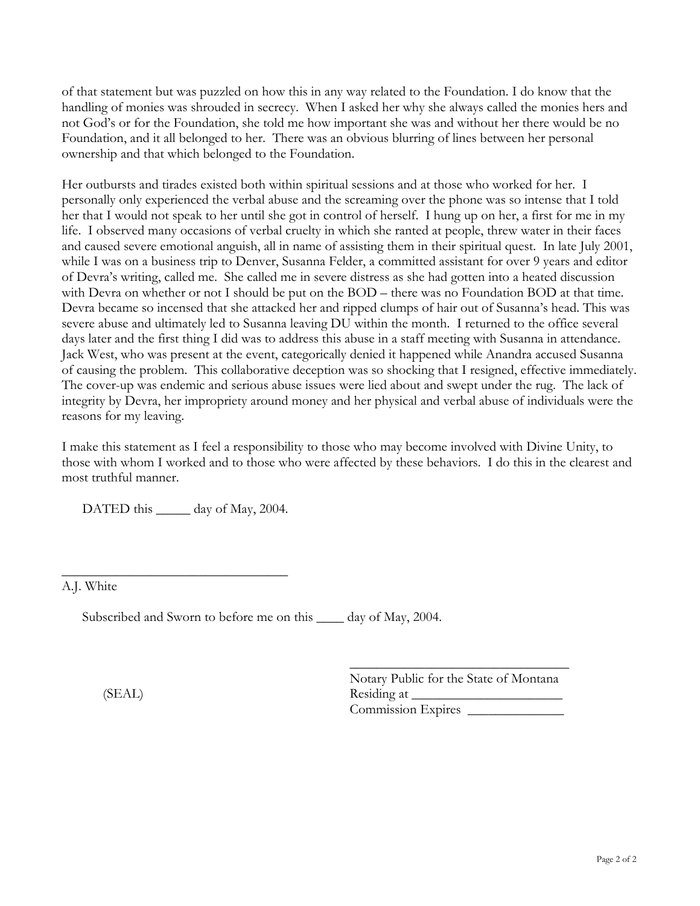of that statement but was puzzled on how this in any way related to the Foundation. I do know that the handling of monies was shrouded in secrecy. When I asked her why she always called the monies hers and not God's or for the Foundation, she told me how important she was and without her there would be no Foundation, and it all belonged to her. There was an obvious blurring of lines between her personal ownership and that which belonged to the Foundation.

Her outbursts and tirades existed both within spiritual sessions and at those who worked for her. I personally only experienced the verbal abuse and the screaming over the phone was so intense that I told her that I would not speak to her until she got in control of herself. I hung up on her, a first for me in my life. I observed many occasions of verbal cruelty in which she ranted at people, threw water in their faces and caused severe emotional anguish, all in name of assisting them in their spiritual quest. In late July 2001, while I was on a business trip to Denver, Susanna Felder, a committed assistant for over 9 years and editor of Devra's writing, called me. She called me in severe distress as she had gotten into a heated discussion with Devra on whether or not I should be put on the BOD – there was no Foundation BOD at that time. Devra became so incensed that she attacked her and ripped clumps of hair out of Susanna's head. This was severe abuse and ultimately led to Susanna leaving DU within the month. I returned to the office several days later and the first thing I did was to address this abuse in a staff meeting with Susanna in attendance. Jack West, who was present at the event, categorically denied it happened while Anandra accused Susanna of causing the problem. This collaborative deception was so shocking that I resigned, effective immediately. The cover-up was endemic and serious abuse issues were lied about and swept under the rug. The lack of integrity by Devra, her impropriety around money and her physical and verbal abuse of individuals were the reasons for my leaving.

I make this statement as I feel a responsibility to those who may become involved with Divine Unity, to those with whom I worked and to those who were affected by these behaviors. I do this in the clearest and most truthful manner.

DATED this _____ day of May, 2004.

_________________________________
A.J. White

Subscribed and Sworn to before me on this ____ day of May, 2004.

(SEAL)

_________________________________
Notary Public for the State of Montana
Residing at ______________________
Commission Expires ______________